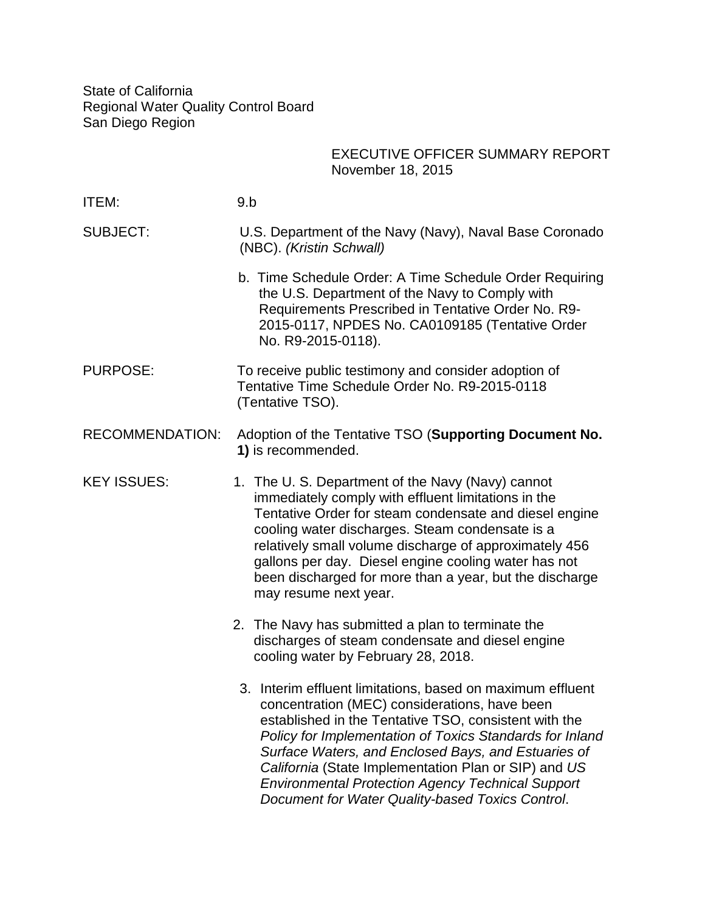State of California
Regional Water Quality Control Board
San Diego Region

EXECUTIVE OFFICER SUMMARY REPORT
November 18, 2015

ITEM: 9.b

SUBJECT: U.S. Department of the Navy (Navy), Naval Base Coronado (NBC). *(Kristin Schwall)*

b. Time Schedule Order: A Time Schedule Order Requiring the U.S. Department of the Navy to Comply with Requirements Prescribed in Tentative Order No. R9-2015-0117, NPDES No. CA0109185 (Tentative Order No. R9-2015-0118).

PURPOSE: To receive public testimony and consider adoption of Tentative Time Schedule Order No. R9-2015-0118 (Tentative TSO).

RECOMMENDATION: Adoption of the Tentative TSO (**Supporting Document No. 1)** is recommended.

KEY ISSUES:

1. The U. S. Department of the Navy (Navy) cannot immediately comply with effluent limitations in the Tentative Order for steam condensate and diesel engine cooling water discharges. Steam condensate is a relatively small volume discharge of approximately 456 gallons per day. Diesel engine cooling water has not been discharged for more than a year, but the discharge may resume next year.

2. The Navy has submitted a plan to terminate the discharges of steam condensate and diesel engine cooling water by February 28, 2018.

3. Interim effluent limitations, based on maximum effluent concentration (MEC) considerations, have been established in the Tentative TSO, consistent with the *Policy for Implementation of Toxics Standards for Inland Surface Waters, and Enclosed Bays, and Estuaries of California* (State Implementation Plan or SIP) and *US Environmental Protection Agency Technical Support Document for Water Quality-based Toxics Control*.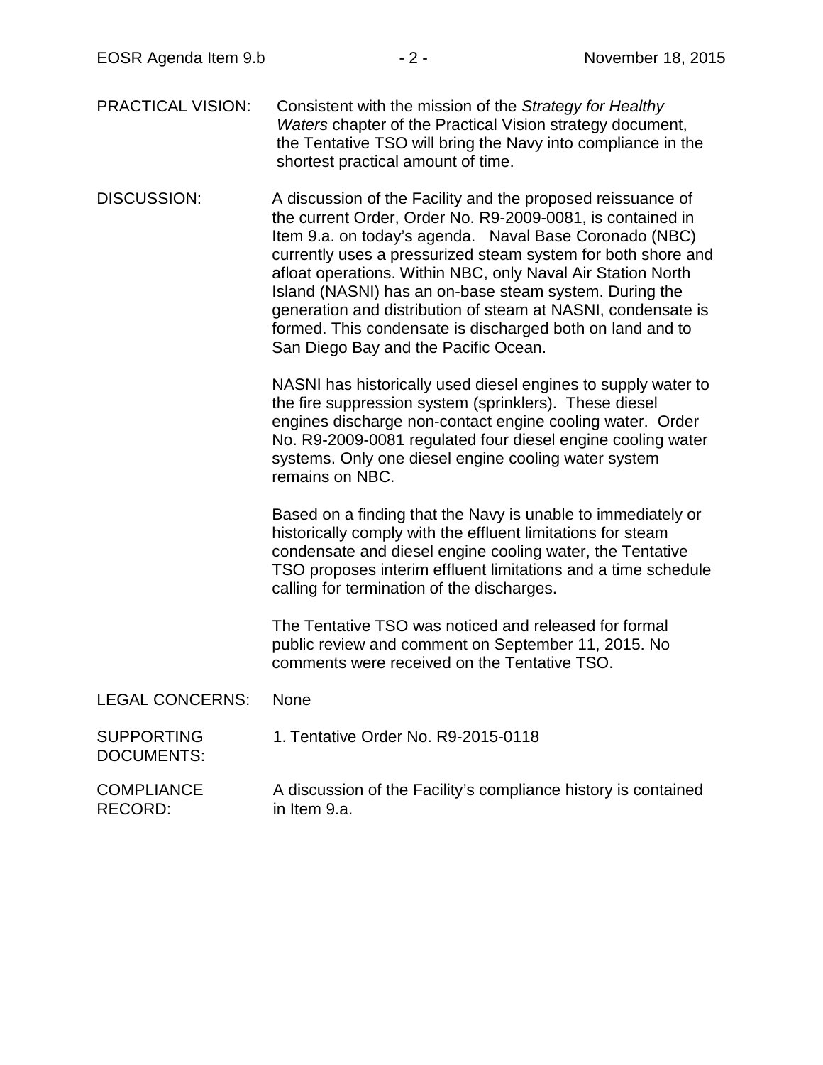PRACTICAL VISION: Consistent with the mission of the *Strategy for Healthy Waters* chapter of the Practical Vision strategy document, the Tentative TSO will bring the Navy into compliance in the shortest practical amount of time.

DISCUSSION: A discussion of the Facility and the proposed reissuance of the current Order, Order No. R9-2009-0081, is contained in Item 9.a. on today's agenda. Naval Base Coronado (NBC) currently uses a pressurized steam system for both shore and afloat operations. Within NBC, only Naval Air Station North Island (NASNI) has an on-base steam system. During the generation and distribution of steam at NASNI, condensate is formed. This condensate is discharged both on land and to San Diego Bay and the Pacific Ocean.

NASNI has historically used diesel engines to supply water to the fire suppression system (sprinklers). These diesel engines discharge non-contact engine cooling water. Order No. R9-2009-0081 regulated four diesel engine cooling water systems. Only one diesel engine cooling water system remains on NBC.

Based on a finding that the Navy is unable to immediately or historically comply with the effluent limitations for steam condensate and diesel engine cooling water, the Tentative TSO proposes interim effluent limitations and a time schedule calling for termination of the discharges.

The Tentative TSO was noticed and released for formal public review and comment on September 11, 2015. No comments were received on the Tentative TSO.

LEGAL CONCERNS: None

SUPPORTING DOCUMENTS: 1. Tentative Order No. R9-2015-0118

COMPLIANCE RECORD: A discussion of the Facility's compliance history is contained in Item 9.a.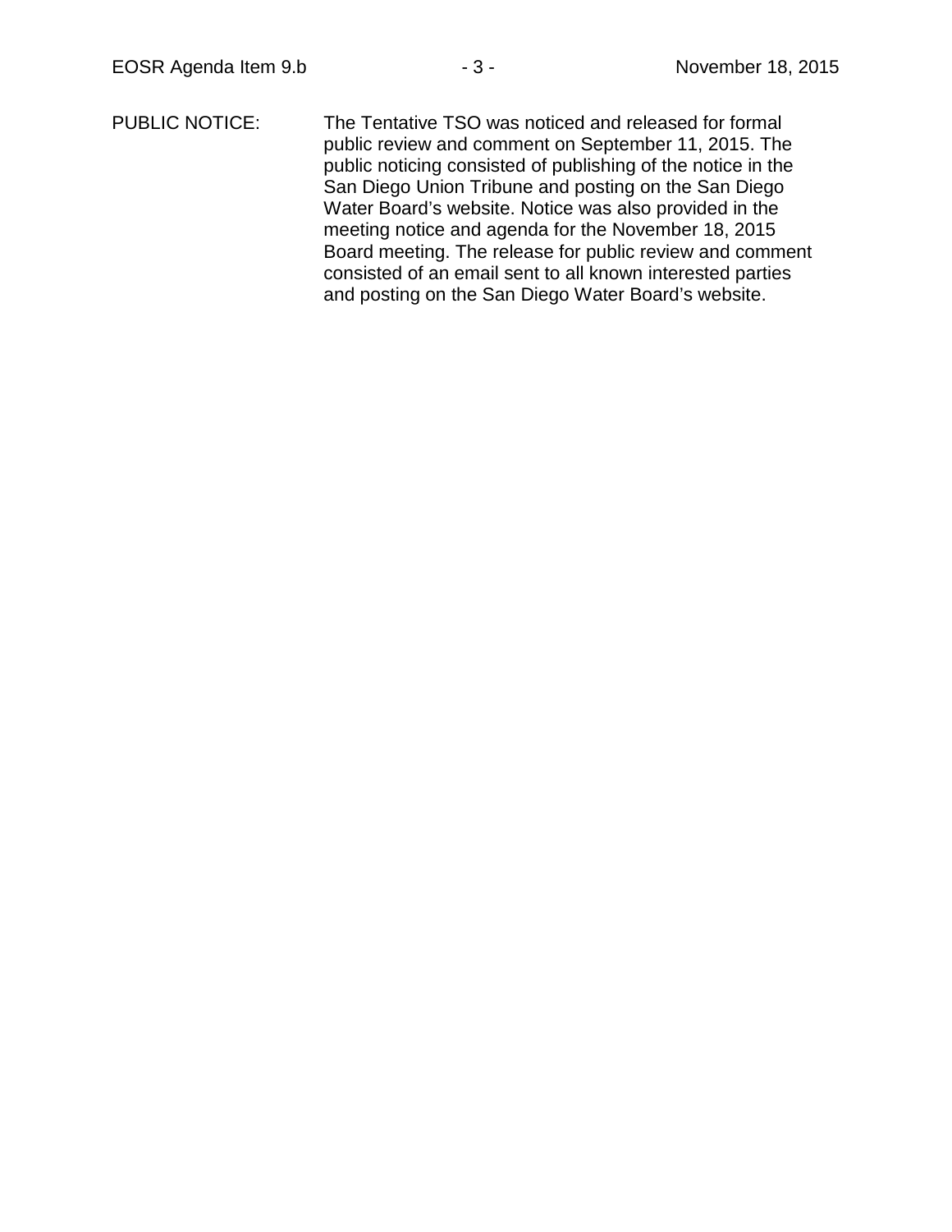PUBLIC NOTICE: The Tentative TSO was noticed and released for formal public review and comment on September 11, 2015. The public noticing consisted of publishing of the notice in the San Diego Union Tribune and posting on the San Diego Water Board's website. Notice was also provided in the meeting notice and agenda for the November 18, 2015 Board meeting. The release for public review and comment consisted of an email sent to all known interested parties and posting on the San Diego Water Board's website.